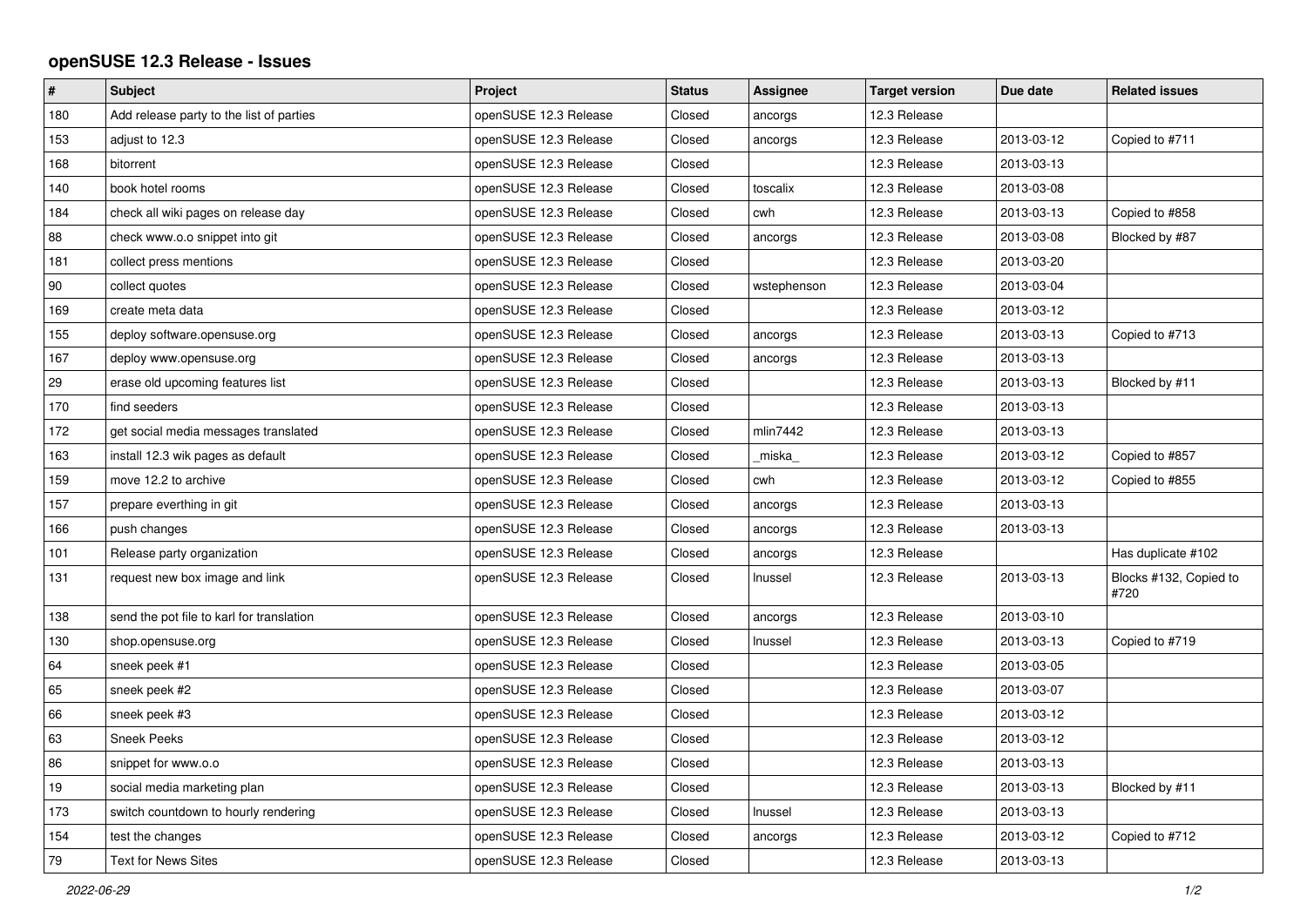## openSUSE 12.3 Release - Issues

| # | Subject | Project | Status | Assignee | Target version | Due date | Related issues |
|---|---|---|---|---|---|---|---|
| 180 | Add release party to the list of parties | openSUSE 12.3 Release | Closed | ancorgs | 12.3 Release | | |
| 153 | adjust to 12.3 | openSUSE 12.3 Release | Closed | ancorgs | 12.3 Release | 2013-03-12 | Copied to #711 |
| 168 | bitorrent | openSUSE 12.3 Release | Closed | | 12.3 Release | 2013-03-13 | |
| 140 | book hotel rooms | openSUSE 12.3 Release | Closed | toscalix | 12.3 Release | 2013-03-08 | |
| 184 | check all wiki pages on release day | openSUSE 12.3 Release | Closed | cwh | 12.3 Release | 2013-03-13 | Copied to #858 |
| 88 | check www.o.o snippet into git | openSUSE 12.3 Release | Closed | ancorgs | 12.3 Release | 2013-03-08 | Blocked by #87 |
| 181 | collect press mentions | openSUSE 12.3 Release | Closed | | 12.3 Release | 2013-03-20 | |
| 90 | collect quotes | openSUSE 12.3 Release | Closed | wstephenson | 12.3 Release | 2013-03-04 | |
| 169 | create meta data | openSUSE 12.3 Release | Closed | | 12.3 Release | 2013-03-12 | |
| 155 | deploy software.opensuse.org | openSUSE 12.3 Release | Closed | ancorgs | 12.3 Release | 2013-03-13 | Copied to #713 |
| 167 | deploy www.opensuse.org | openSUSE 12.3 Release | Closed | ancorgs | 12.3 Release | 2013-03-13 | |
| 29 | erase old upcoming features list | openSUSE 12.3 Release | Closed | | 12.3 Release | 2013-03-13 | Blocked by #11 |
| 170 | find seeders | openSUSE 12.3 Release | Closed | | 12.3 Release | 2013-03-13 | |
| 172 | get social media messages translated | openSUSE 12.3 Release | Closed | mlin7442 | 12.3 Release | 2013-03-13 | |
| 163 | install 12.3 wik pages as default | openSUSE 12.3 Release | Closed | _miska_ | 12.3 Release | 2013-03-12 | Copied to #857 |
| 159 | move 12.2 to archive | openSUSE 12.3 Release | Closed | cwh | 12.3 Release | 2013-03-12 | Copied to #855 |
| 157 | prepare everthing in git | openSUSE 12.3 Release | Closed | ancorgs | 12.3 Release | 2013-03-13 | |
| 166 | push changes | openSUSE 12.3 Release | Closed | ancorgs | 12.3 Release | 2013-03-13 | |
| 101 | Release party organization | openSUSE 12.3 Release | Closed | ancorgs | 12.3 Release | | Has duplicate #102 |
| 131 | request new box image and link | openSUSE 12.3 Release | Closed | lnussel | 12.3 Release | 2013-03-13 | Blocks #132, Copied to #720 |
| 138 | send the pot file to karl for translation | openSUSE 12.3 Release | Closed | ancorgs | 12.3 Release | 2013-03-10 | |
| 130 | shop.opensuse.org | openSUSE 12.3 Release | Closed | lnussel | 12.3 Release | 2013-03-13 | Copied to #719 |
| 64 | sneek peek #1 | openSUSE 12.3 Release | Closed | | 12.3 Release | 2013-03-05 | |
| 65 | sneek peek #2 | openSUSE 12.3 Release | Closed | | 12.3 Release | 2013-03-07 | |
| 66 | sneek peek #3 | openSUSE 12.3 Release | Closed | | 12.3 Release | 2013-03-12 | |
| 63 | Sneek Peeks | openSUSE 12.3 Release | Closed | | 12.3 Release | 2013-03-12 | |
| 86 | snippet for www.o.o | openSUSE 12.3 Release | Closed | | 12.3 Release | 2013-03-13 | |
| 19 | social media marketing plan | openSUSE 12.3 Release | Closed | | 12.3 Release | 2013-03-13 | Blocked by #11 |
| 173 | switch countdown to hourly rendering | openSUSE 12.3 Release | Closed | lnussel | 12.3 Release | 2013-03-13 | |
| 154 | test the changes | openSUSE 12.3 Release | Closed | ancorgs | 12.3 Release | 2013-03-12 | Copied to #712 |
| 79 | Text for News Sites | openSUSE 12.3 Release | Closed | | 12.3 Release | 2013-03-13 | |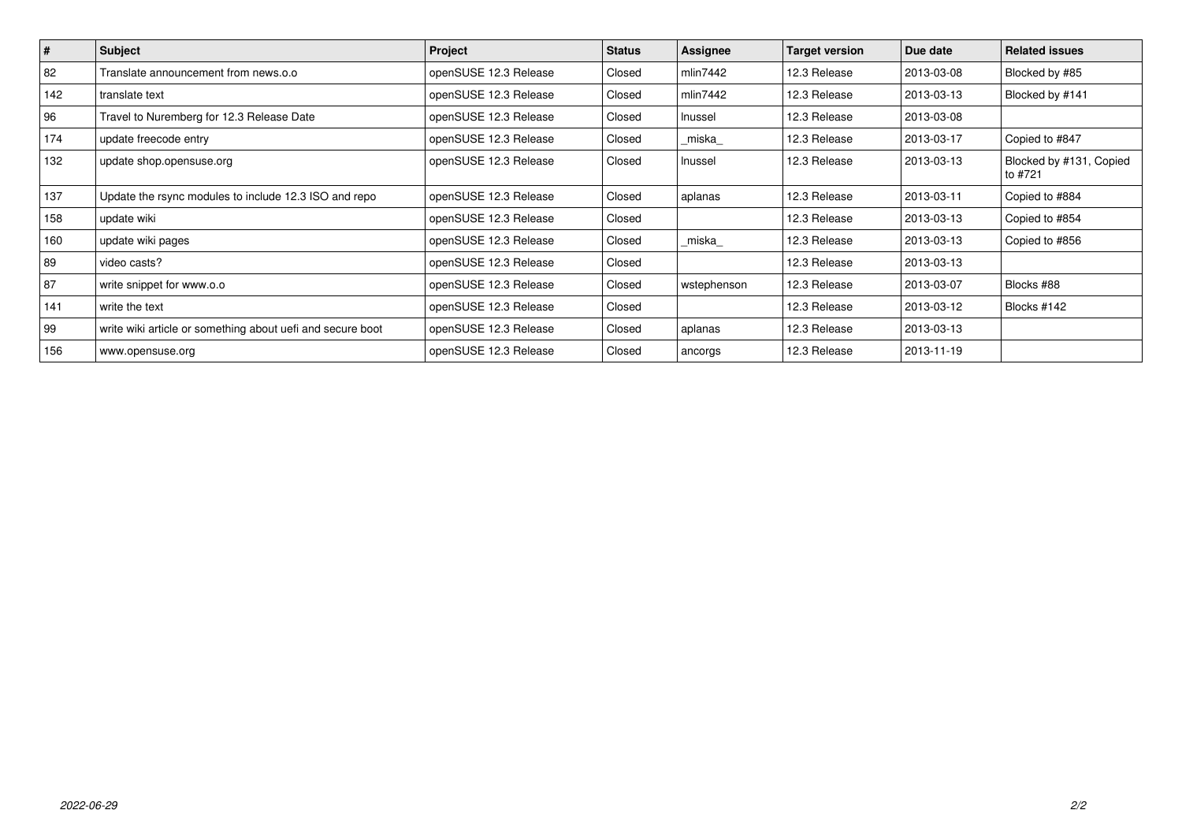| # | Subject | Project | Status | Assignee | Target version | Due date | Related issues |
|---|---|---|---|---|---|---|---|
| 82 | Translate announcement from news.o.o | openSUSE 12.3 Release | Closed | mlin7442 | 12.3 Release | 2013-03-08 | Blocked by #85 |
| 142 | translate text | openSUSE 12.3 Release | Closed | mlin7442 | 12.3 Release | 2013-03-13 | Blocked by #141 |
| 96 | Travel to Nuremberg for 12.3 Release Date | openSUSE 12.3 Release | Closed | lnussel | 12.3 Release | 2013-03-08 | |
| 174 | update freecode entry | openSUSE 12.3 Release | Closed | _miska_ | 12.3 Release | 2013-03-17 | Copied to #847 |
| 132 | update shop.opensuse.org | openSUSE 12.3 Release | Closed | lnussel | 12.3 Release | 2013-03-13 | Blocked by #131, Copied to #721 |
| 137 | Update the rsync modules to include 12.3 ISO and repo | openSUSE 12.3 Release | Closed | aplanas | 12.3 Release | 2013-03-11 | Copied to #884 |
| 158 | update wiki | openSUSE 12.3 Release | Closed | | 12.3 Release | 2013-03-13 | Copied to #854 |
| 160 | update wiki pages | openSUSE 12.3 Release | Closed | _miska_ | 12.3 Release | 2013-03-13 | Copied to #856 |
| 89 | video casts? | openSUSE 12.3 Release | Closed | | 12.3 Release | 2013-03-13 | |
| 87 | write snippet for www.o.o | openSUSE 12.3 Release | Closed | wstephenson | 12.3 Release | 2013-03-07 | Blocks #88 |
| 141 | write the text | openSUSE 12.3 Release | Closed | | 12.3 Release | 2013-03-12 | Blocks #142 |
| 99 | write wiki article or something about uefi and secure boot | openSUSE 12.3 Release | Closed | aplanas | 12.3 Release | 2013-03-13 | |
| 156 | www.opensuse.org | openSUSE 12.3 Release | Closed | ancorgs | 12.3 Release | 2013-11-19 | |